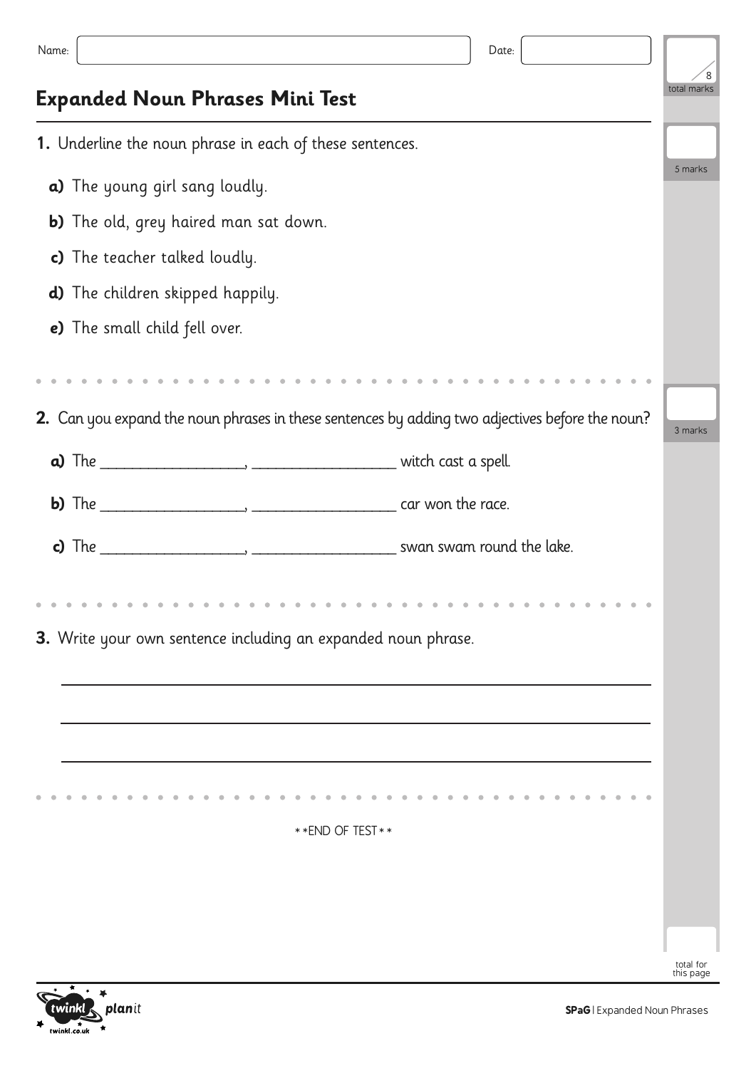Name: _______________ Date: _______________

/8 total marks

# Expanded Noun Phrases Mini Test

**1.** Underline the noun phrase in each of these sentences.

5 marks

**a)** The young girl sang loudly.

**b)** The old, grey haired man sat down.

**c)** The teacher talked loudly.

**d)** The children skipped happily.

**e)** The small child fell over.

**2.** Can you expand the noun phrases in these sentences by adding two adjectives before the noun?

3 marks

**a)** The ________________, ________________ witch cast a spell.

**b)** The ________________, ________________ car won the race.

**c)** The ________________, ________________ swan swam round the lake.

**3.** Write your own sentence including an expanded noun phrase.

_______________________________________________

_______________________________________________

_______________________________________________

**END OF TEST**

total for this page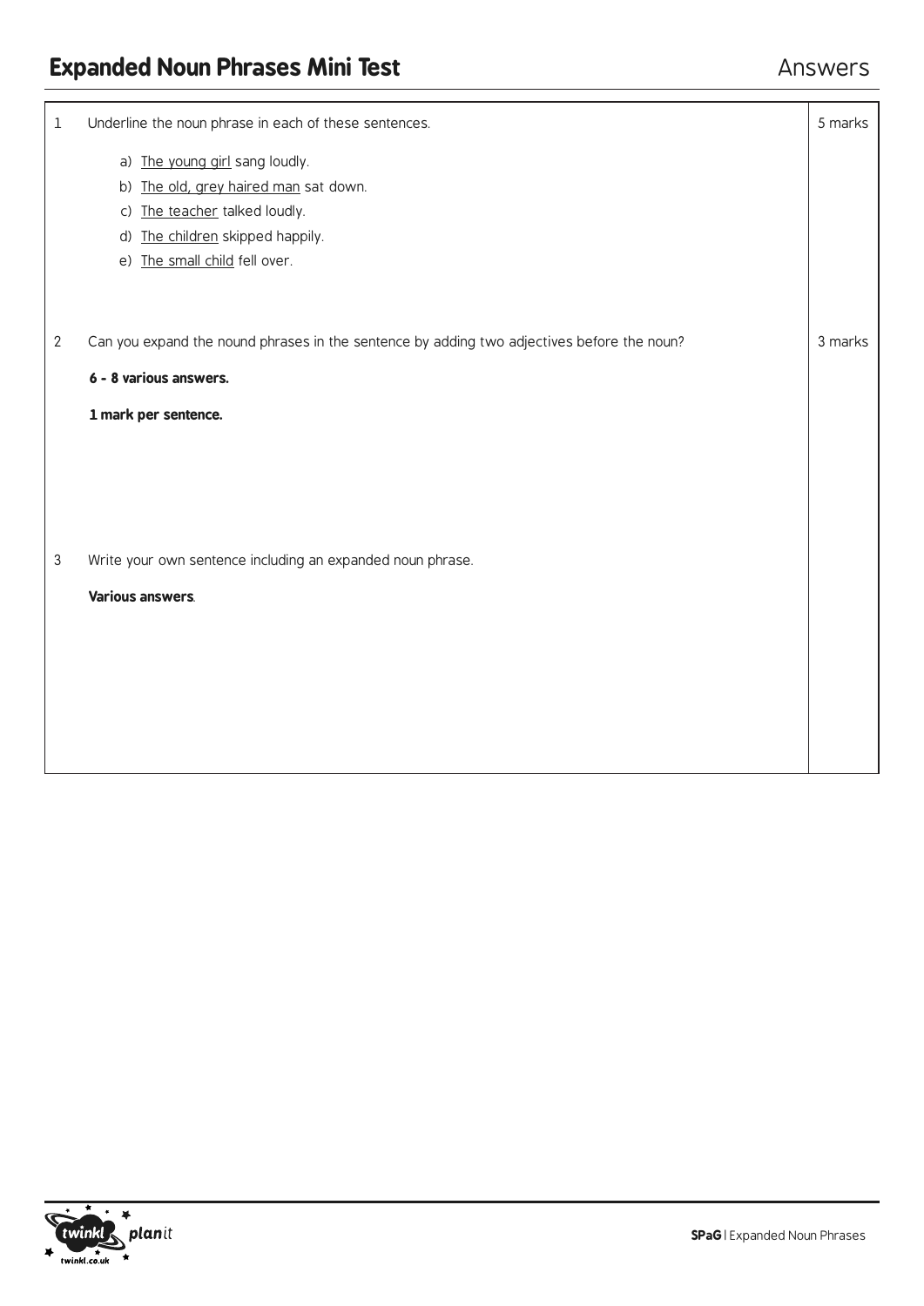# Expanded Noun Phrases Mini Test

Answers

| | | |
|---|---|---|
| 1 | Underline the noun phrase in each of these sentences.<br><br>a) <u>The young girl</u> sang loudly.<br>b) <u>The old, grey haired man</u> sat down.<br>c) <u>The teacher</u> talked loudly.<br>d) <u>The children</u> skipped happily.<br>e) <u>The small child</u> fell over. | 5 marks |
| 2 | Can you expand the nound phrases in the sentence by adding two adjectives before the noun?<br><br>**6 - 8 various answers.**<br><br>**1 mark per sentence.** | 3 marks |
| 3 | Write your own sentence including an expanded noun phrase.<br><br>**Various answers**. | |